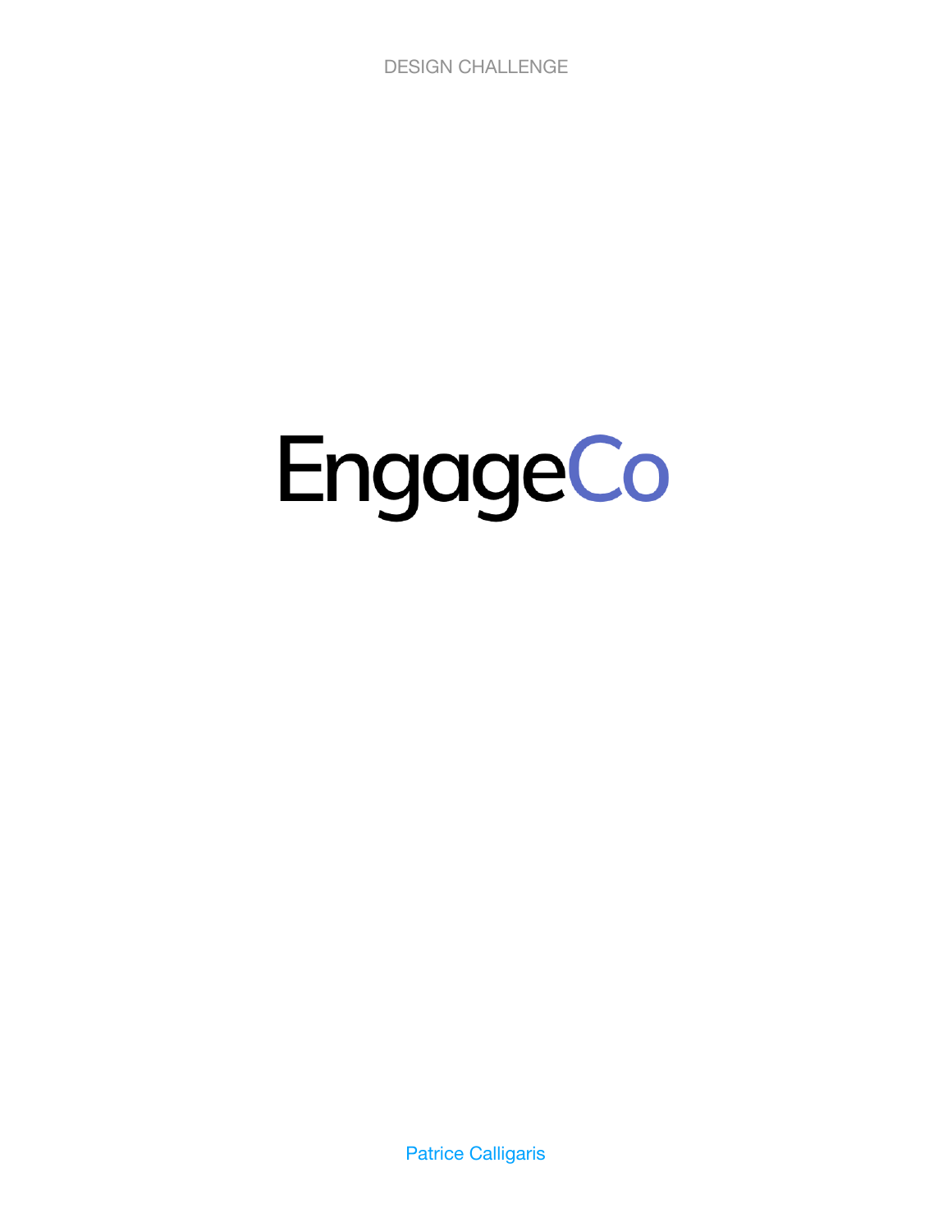DESIGN CHALLENGE

# EngageCo

Patrice Calligaris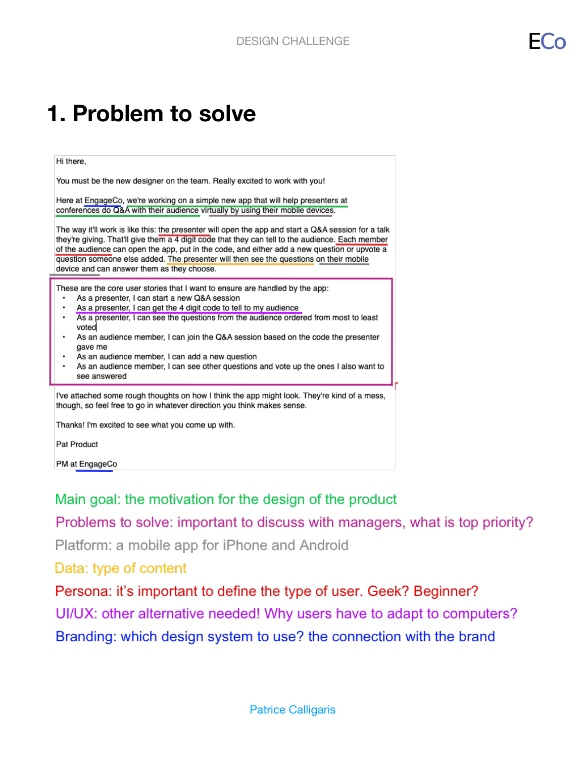# 1. Problem to solve

Hi there,

You must be the new designer on the team. Really excited to work with you!

Here at EngageCo, we're working on a simple new app that will help presenters at conferences do Q&A with their audience virtually by using their mobile devices.

The way it'll work is like this: the presenter will open the app and start a Q&A session for a talk they're giving. That'll give them a 4 digit code that they can tell to the audience. Each member of the audience can open the app, put in the code, and either add a new question or upvote a question someone else added. The presenter will then see the questions on their mobile device and can answer them as they choose.

These are the core user stories that I want to ensure are handled by the app:

- As a presenter, I can start a new Q&A session
- As a presenter, I can get the 4 digit code to tell to my audience
- As a presenter, I can see the questions from the audience ordered from most to least voted
- As an audience member, I can join the Q&A session based on the code the presenter gave me
- As an audience member, I can add a new question
- As an audience member, I can see other questions and vote up the ones I also want to see answered

I've attached some rough thoughts on how I think the app might look. They're kind of a mess, though, so feel free to go in whatever direction you think makes sense.

Thanks! I'm excited to see what you come up with.

Pat Product

PM at EngageCo

Main goal: the motivation for the design of the product

Problems to solve: important to discuss with managers, what is top priority?

Platform: a mobile app for iPhone and Android

Data: type of content

Persona: it's important to define the type of user. Geek? Beginner?

UI/UX: other alternative needed! Why users have to adapt to computers?

Branding: which design system to use? the connection with the brand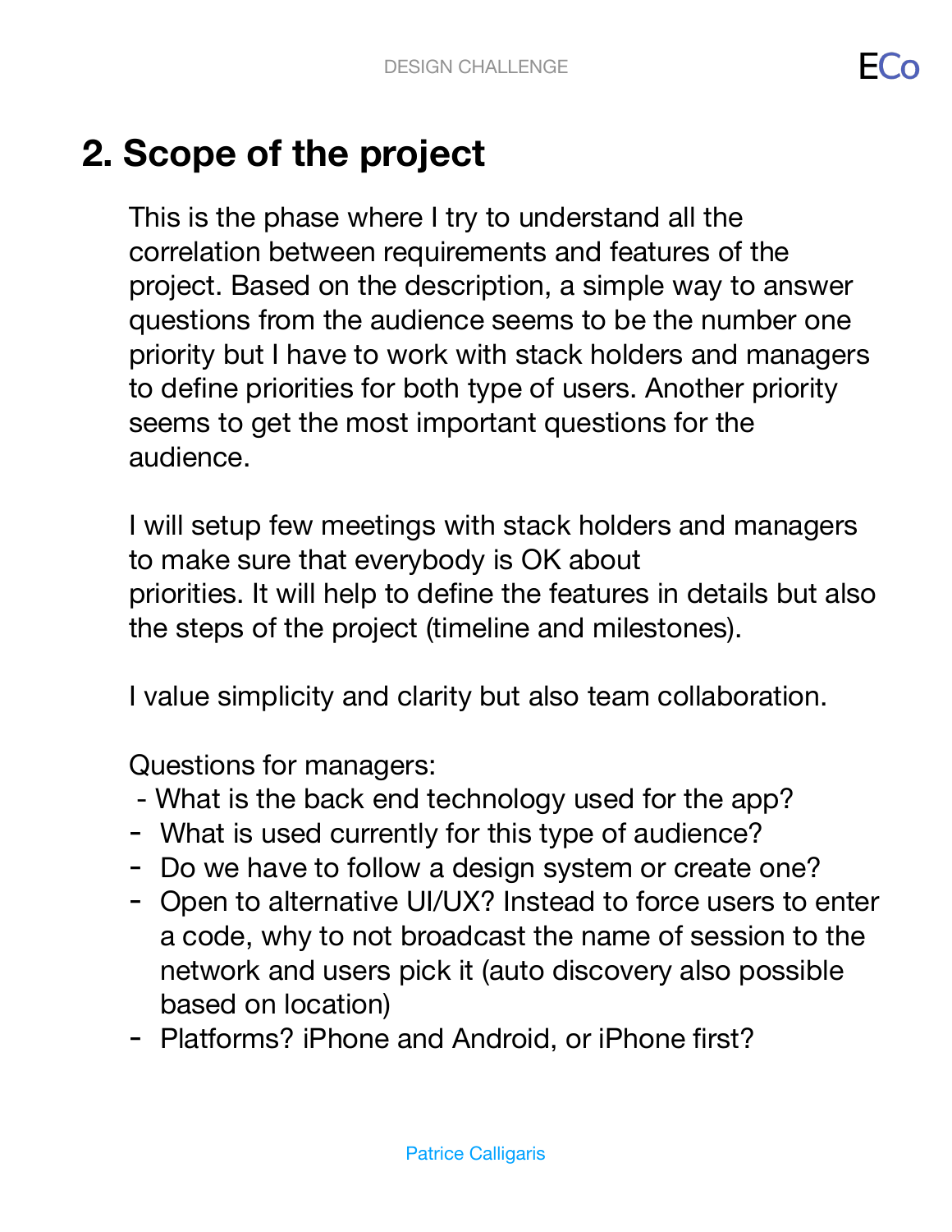# 2. Scope of the project

This is the phase where I try to understand all the correlation between requirements and features of the project. Based on the description, a simple way to answer questions from the audience seems to be the number one priority but I have to work with stack holders and managers to define priorities for both type of users. Another priority seems to get the most important questions for the audience.

I will setup few meetings with stack holders and managers to make sure that everybody is OK about priorities. It will help to define the features in details but also the steps of the project (timeline and milestones).

I value simplicity and clarity but also team collaboration.

Questions for managers:

- What is the back end technology used for the app?
- What is used currently for this type of audience?
- Do we have to follow a design system or create one?
- Open to alternative UI/UX? Instead to force users to enter a code, why to not broadcast the name of session to the network and users pick it (auto discovery also possible based on location)
- Platforms? iPhone and Android, or iPhone first?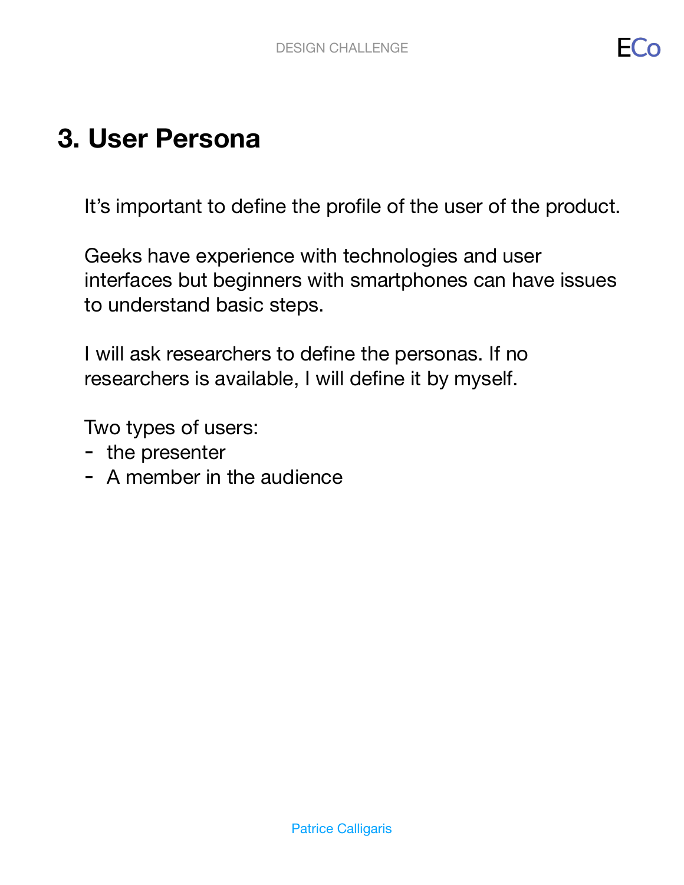# 3. User Persona

It's important to define the profile of the user of the product.

Geeks have experience with technologies and user interfaces but beginners with smartphones can have issues to understand basic steps.

I will ask researchers to define the personas. If no researchers is available, I will define it by myself.

Two types of users:

- the presenter
- A member in the audience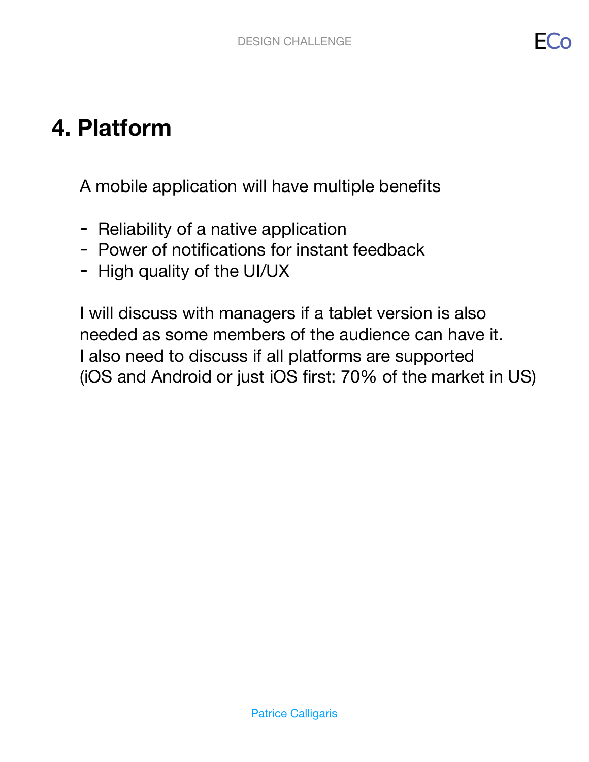# 4. Platform

A mobile application will have multiple benefits

- Reliability of a native application
- Power of notifications for instant feedback
- High quality of the UI/UX

I will discuss with managers if a tablet version is also needed as some members of the audience can have it.
I also need to discuss if all platforms are supported (iOS and Android or just iOS first: 70% of the market in US)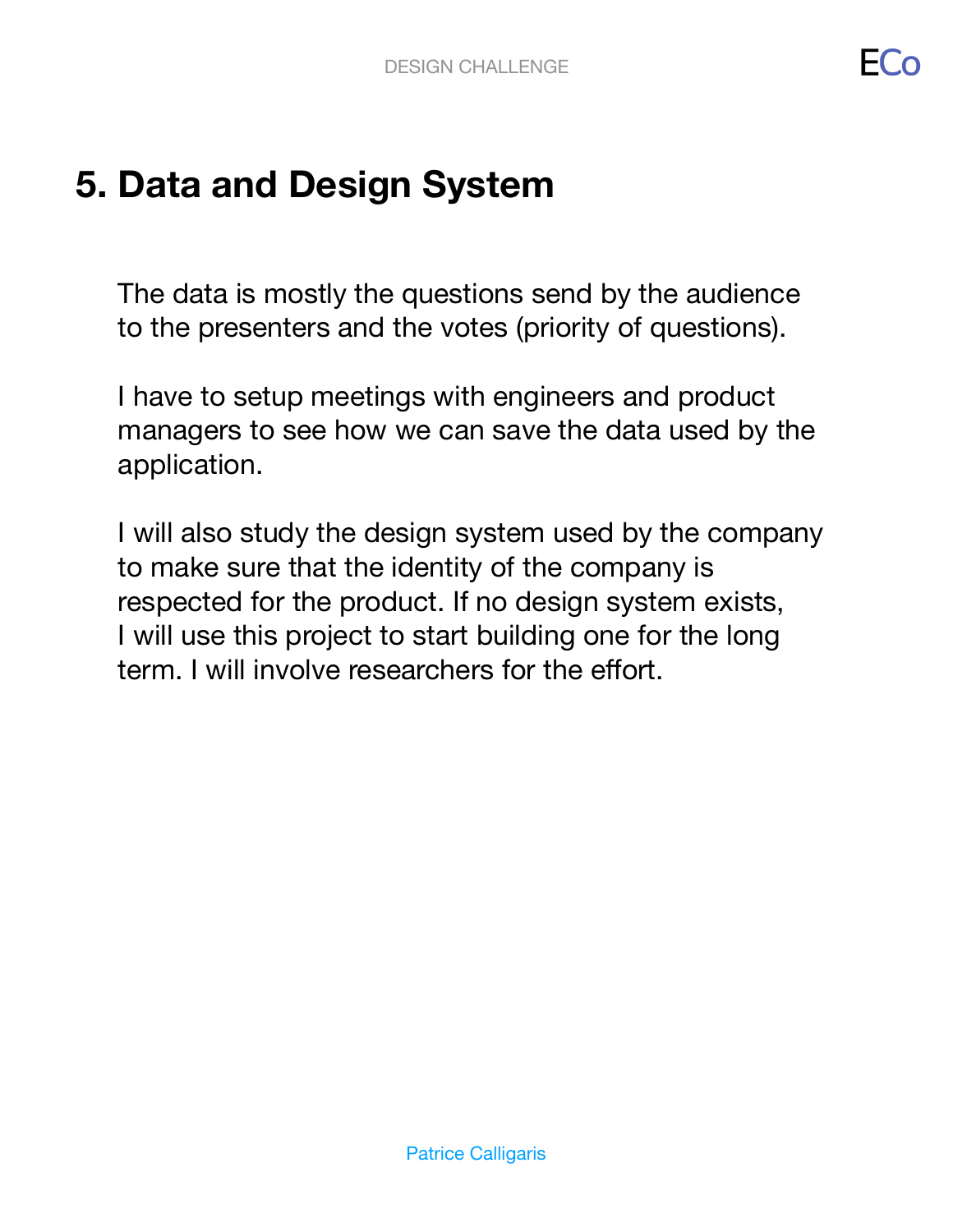# 5. Data and Design System

The data is mostly the questions send by the audience to the presenters and the votes (priority of questions).

I have to setup meetings with engineers and product managers to see how we can save the data used by the application.

I will also study the design system used by the company to make sure that the identity of the company is respected for the product. If no design system exists, I will use this project to start building one for the long term. I will involve researchers for the effort.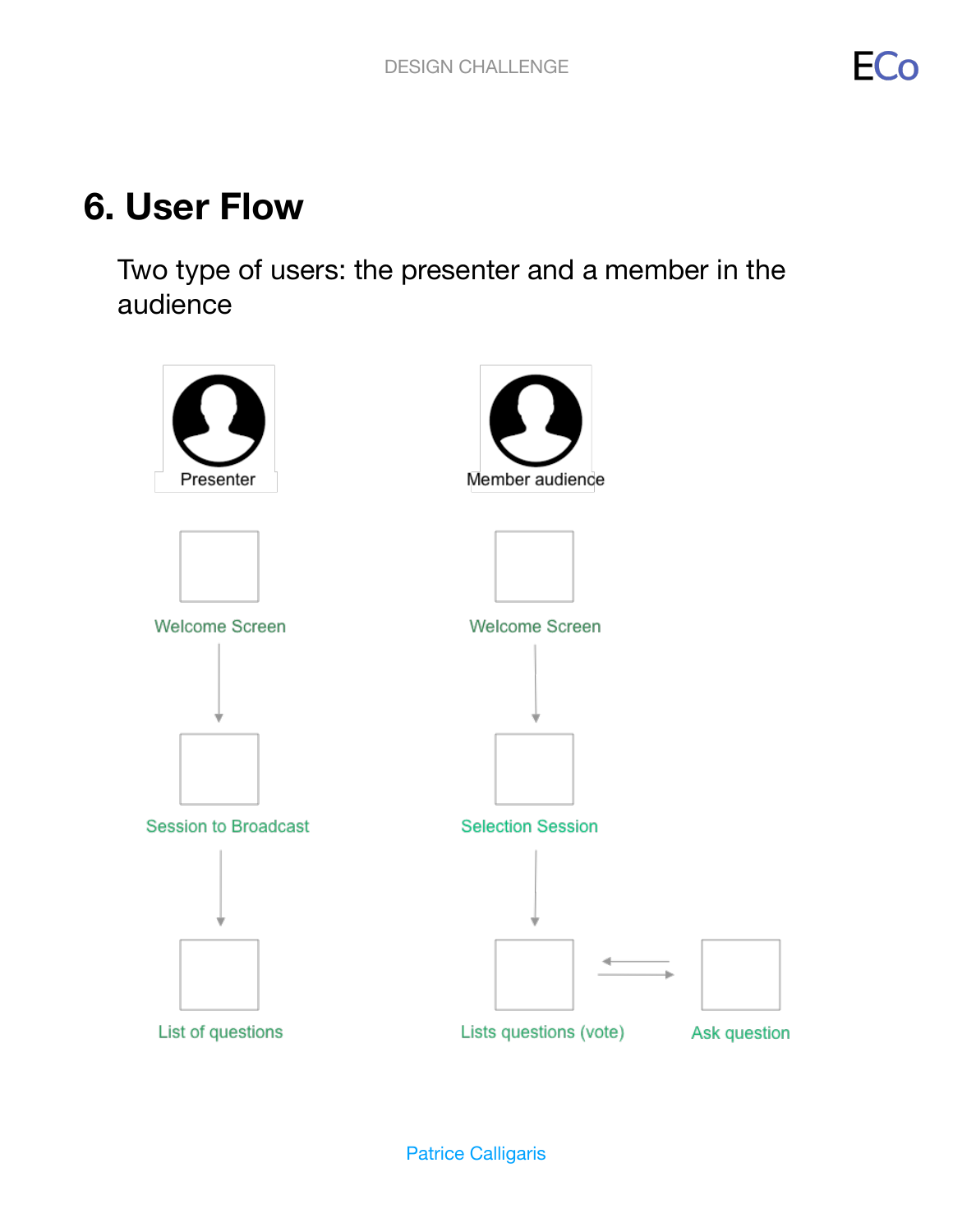# 6. User Flow

Two type of users: the presenter and a member in the audience

Presenter

Welcome Screen

Session to Broadcast

List of questions

Member audience

Welcome Screen

Selection Session

Lists questions (vote)

Ask question

Patrice Calligaris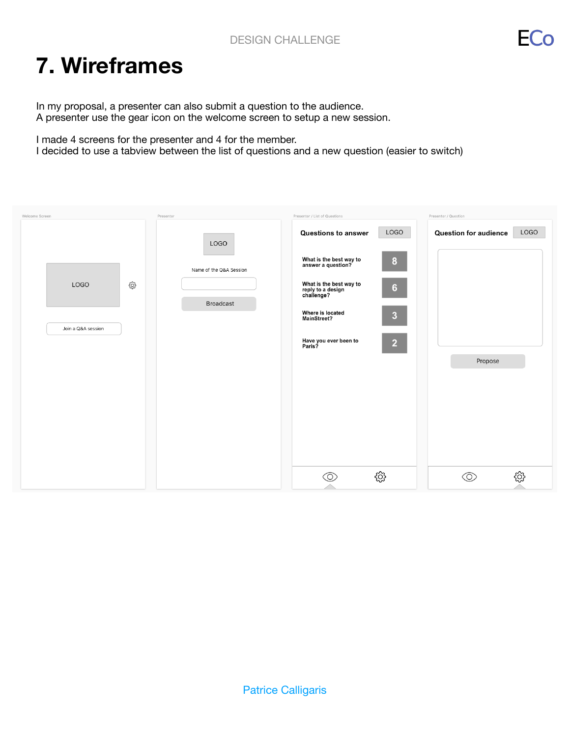# 7. Wireframes

In my proposal, a presenter can also submit a question to the audience.
A presenter use the gear icon on the welcome screen to setup a new session.

I made 4 screens for the presenter and 4 for the member.
I decided to use a tabview between the list of questions and a new question (easier to switch)

Welcome Screen

LOGO

Join a Q&A session

Presenter

LOGO

Name of the Q&A Session

Broadcast

Presenter / List of Questions

**Questions to answer** LOGO

**What is the best way to answer a question?** 8

**What is the best way to reply to a design challenge?** 6

**Where is located MainStreet?** 3

**Have you ever been to Paris?** 2

Presenter / Question

**Question for audience** LOGO

Propose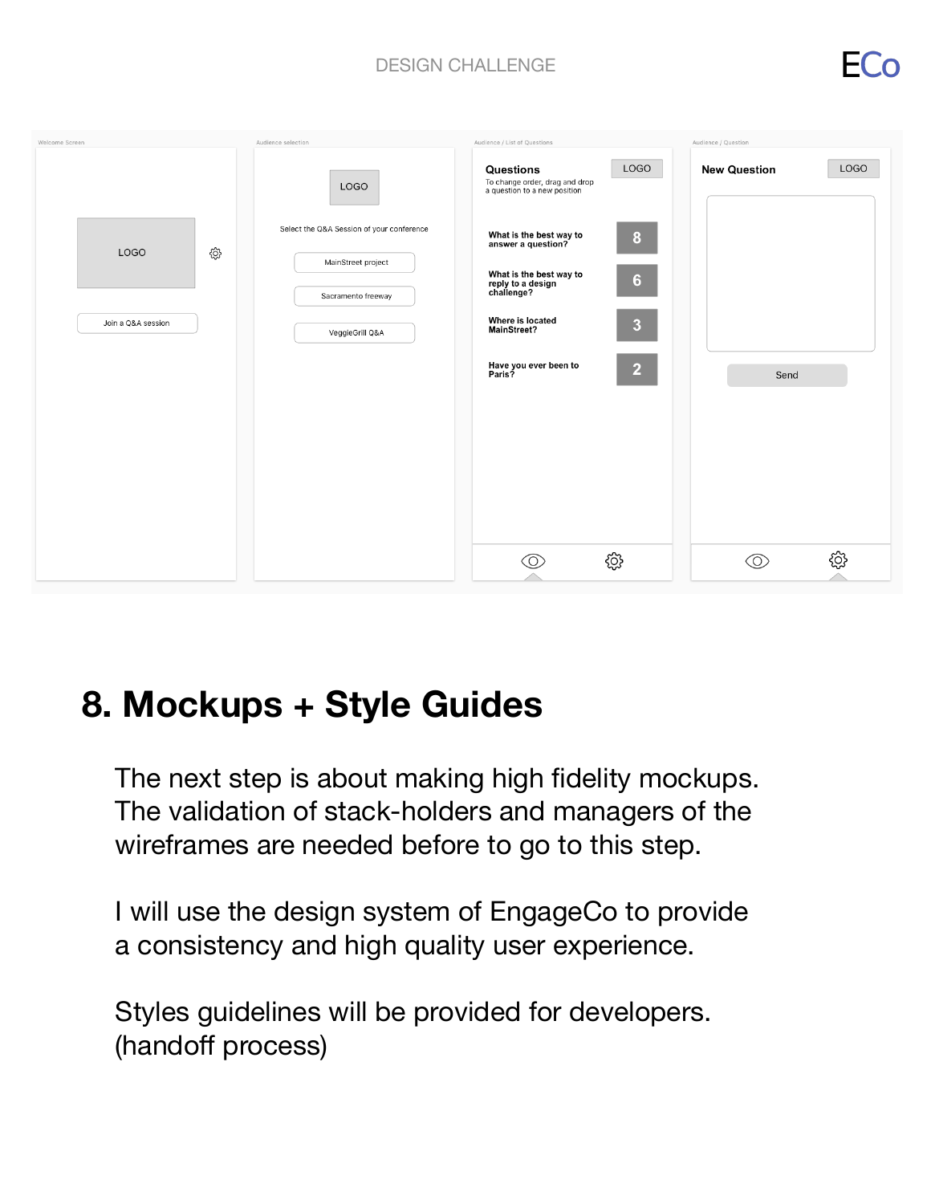# 8. Mockups + Style Guides

The next step is about making high fidelity mockups. The validation of stack-holders and managers of the wireframes are needed before to go to this step.

I will use the design system of EngageCo to provide a consistency and high quality user experience.

Styles guidelines will be provided for developers. (handoff process)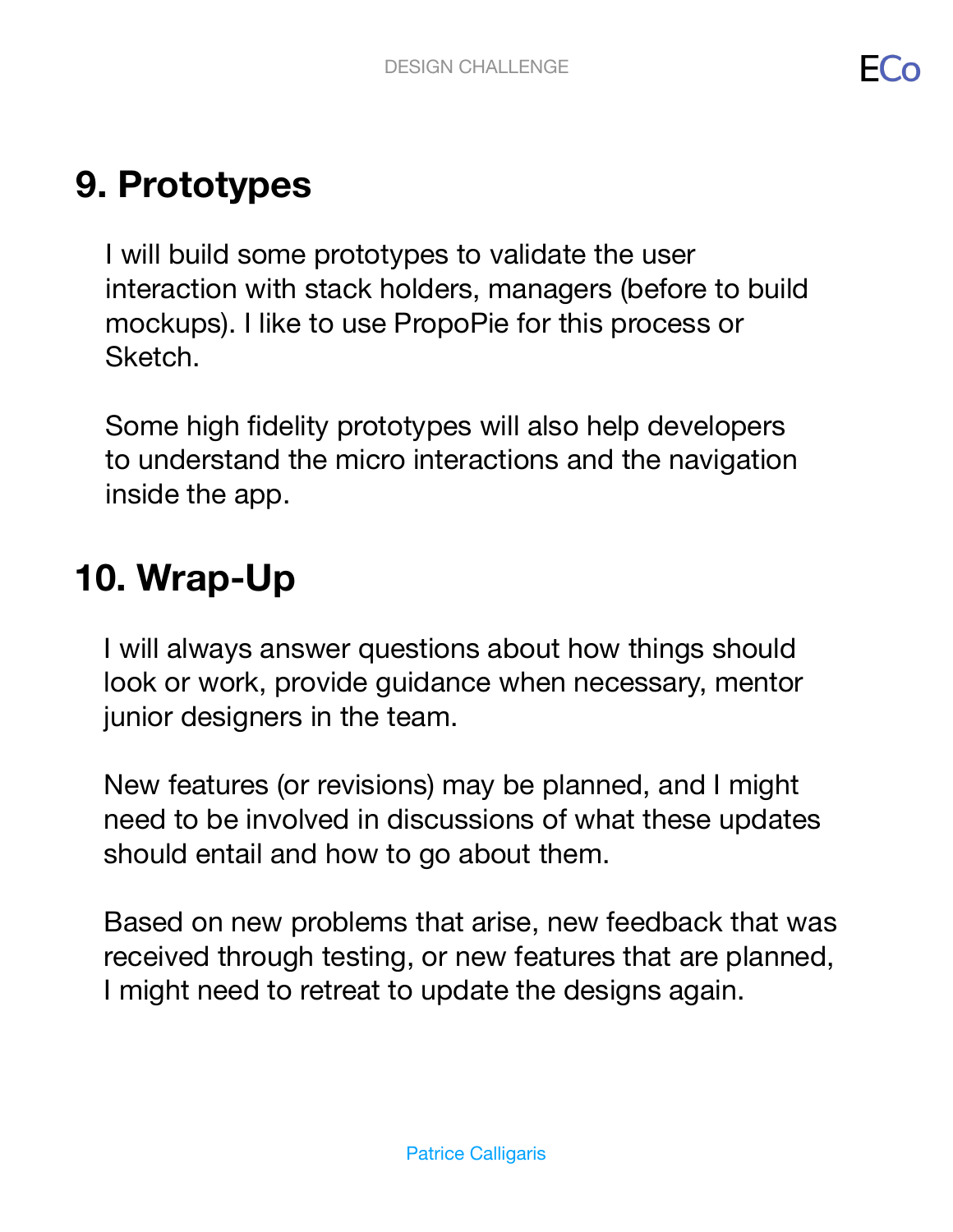## 9. Prototypes

I will build some prototypes to validate the user interaction with stack holders, managers (before to build mockups). I like to use PropoPie for this process or Sketch.

Some high fidelity prototypes will also help developers to understand the micro interactions and the navigation inside the app.

## 10. Wrap-Up

I will always answer questions about how things should look or work, provide guidance when necessary, mentor junior designers in the team.

New features (or revisions) may be planned, and I might need to be involved in discussions of what these updates should entail and how to go about them.

Based on new problems that arise, new feedback that was received through testing, or new features that are planned, I might need to retreat to update the designs again.